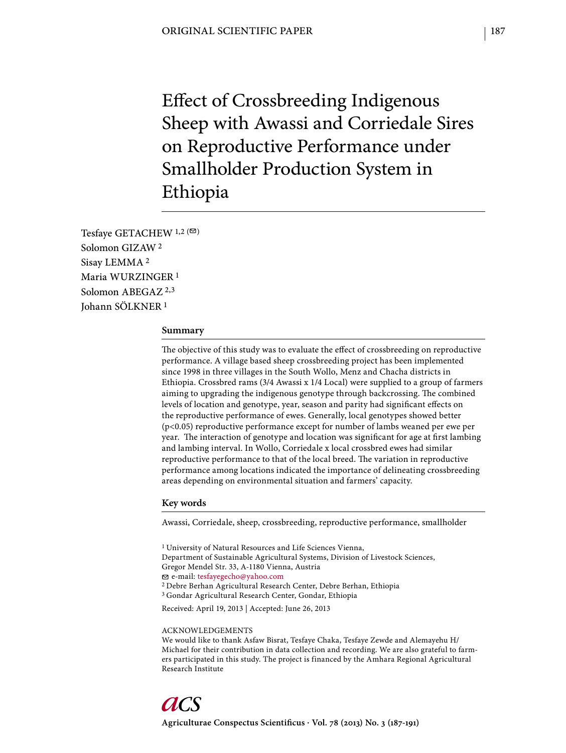ORIGINAL SCIENTIFIC PAPER

# Effect of Crossbreeding Indigenous Sheep with Awassi and Corriedale Sires on Reproductive Performance under Smallholder Production System in Ethiopia

Tesfaye GETACHEW [1,2] (✉)
Solomon GIZAW [2]
Sisay LEMMA [2]
Maria WURZINGER [1]
Solomon ABEGAZ [2,3]
Johann SÖLKNER [1]

## Summary

The objective of this study was to evaluate the effect of crossbreeding on reproductive performance. A village based sheep crossbreeding project has been implemented since 1998 in three villages in the South Wollo, Menz and Chacha districts in Ethiopia. Crossbred rams (3/4 Awassi x 1/4 Local) were supplied to a group of farmers aiming to upgrading the indigenous genotype through backcrossing. The combined levels of location and genotype, year, season and parity had significant effects on the reproductive performance of ewes. Generally, local genotypes showed better ($p<0.05$) reproductive performance except for number of lambs weaned per ewe per year. The interaction of genotype and location was significant for age at first lambing and lambing interval. In Wollo, Corriedale x local crossbred ewes had similar reproductive performance to that of the local breed. The variation in reproductive performance among locations indicated the importance of delineating crossbreeding areas depending on environmental situation and farmers' capacity.

## Key words

Awassi, Corriedale, sheep, crossbreeding, reproductive performance, smallholder

[1] University of Natural Resources and Life Sciences Vienna,
Department of Sustainable Agricultural Systems, Division of Livestock Sciences,
Gregor Mendel Str. 33, A-1180 Vienna, Austria
✉ e-mail: tesfayegecho@yahoo.com
[2] Debre Berhan Agricultural Research Center, Debre Berhan, Ethiopia
[3] Gondar Agricultural Research Center, Gondar, Ethiopia

Received: April 19, 2013 | Accepted: June 26, 2013

ACKNOWLEDGEMENTS
We would like to thank Asfaw Bisrat, Tesfaye Chaka, Tesfaye Zewde and Alemayehu H/Michael for their contribution in data collection and recording. We are also grateful to farmers participated in this study. The project is financed by the Amhara Regional Agricultural Research Institute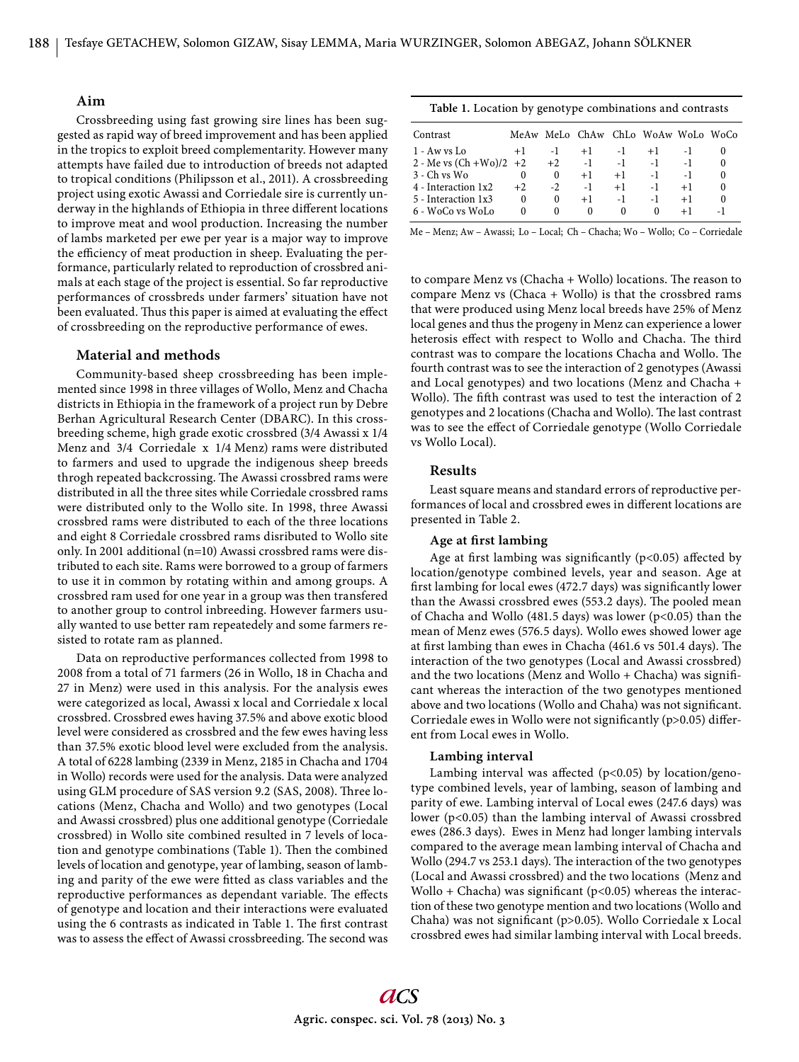## Aim

Crossbreeding using fast growing sire lines has been suggested as rapid way of breed improvement and has been applied in the tropics to exploit breed complementarity. However many attempts have failed due to introduction of breeds not adapted to tropical conditions (Philipsson et al., 2011). A crossbreeding project using exotic Awassi and Corriedale sire is currently underway in the highlands of Ethiopia in three different locations to improve meat and wool production. Increasing the number of lambs marketed per ewe per year is a major way to improve the efficiency of meat production in sheep. Evaluating the performance, particularly related to reproduction of crossbred animals at each stage of the project is essential. So far reproductive performances of crossbreds under farmers' situation have not been evaluated. Thus this paper is aimed at evaluating the effect of crossbreeding on the reproductive performance of ewes.

## Material and methods

Community-based sheep crossbreeding has been implemented since 1998 in three villages of Wollo, Menz and Chacha districts in Ethiopia in the framework of a project run by Debre Berhan Agricultural Research Center (DBARC). In this crossbreeding scheme, high grade exotic crossbred (3/4 Awassi x 1/4 Menz and 3/4 Corriedale x 1/4 Menz) rams were distributed to farmers and used to upgrade the indigenous sheep breeds throgh repeated backcrossing. The Awassi crossbred rams were distributed in all the three sites while Corriedale crossbred rams were distributed only to the Wollo site. In 1998, three Awassi crossbred rams were distributed to each of the three locations and eight 8 Corriedale crossbred rams disributed to Wollo site only. In 2001 additional (n=10) Awassi crossbred rams were distributed to each site. Rams were borrowed to a group of farmers to use it in common by rotating within and among groups. A crossbred ram used for one year in a group was then transfered to another group to control inbreeding. However farmers usually wanted to use better ram repeatedely and some farmers resisted to rotate ram as planned.

Data on reproductive performances collected from 1998 to 2008 from a total of 71 farmers (26 in Wollo, 18 in Chacha and 27 in Menz) were used in this analysis. For the analysis ewes were categorized as local, Awassi x local and Corriedale x local crossbred. Crossbred ewes having 37.5% and above exotic blood level were considered as crossbred and the few ewes having less than 37.5% exotic blood level were excluded from the analysis. A total of 6228 lambing (2339 in Menz, 2185 in Chacha and 1704 in Wollo) records were used for the analysis. Data were analyzed using GLM procedure of SAS version 9.2 (SAS, 2008). Three locations (Menz, Chacha and Wollo) and two genotypes (Local and Awassi crossbred) plus one additional genotype (Corriedale crossbred) in Wollo site combined resulted in 7 levels of location and genotype combinations (Table 1). Then the combined levels of location and genotype, year of lambing, season of lambing and parity of the ewe were fitted as class variables and the reproductive performances as dependant variable. The effects of genotype and location and their interactions were evaluated using the 6 contrasts as indicated in Table 1. The first contrast was to assess the effect of Awassi crossbreeding. The second was to compare Menz vs (Chacha + Wollo) locations. The reason to compare Menz vs (Chaca + Wollo) is that the crossbred rams that were produced using Menz local breeds have 25% of Menz local genes and thus the progeny in Menz can experience a lower heterosis effect with respect to Wollo and Chacha. The third contrast was to compare the locations Chacha and Wollo. The fourth contrast was to see the interaction of 2 genotypes (Awassi and Local genotypes) and two locations (Menz and Chacha + Wollo). The fifth contrast was used to test the interaction of 2 genotypes and 2 locations (Chacha and Wollo). The last contrast was to see the effect of Corriedale genotype (Wollo Corriedale vs Wollo Local).

**Table 1.** Location by genotype combinations and contrasts

| Contrast | MeAw | MeLo | ChAw | ChLo | WoAw | WoLo | WoCo |
|---|---|---|---|---|---|---|---|
| 1 - Aw vs Lo | +1 | -1 | +1 | -1 | +1 | -1 | 0 |
| 2 - Me vs (Ch +Wo)/2 | +2 | +2 | -1 | -1 | -1 | -1 | 0 |
| 3 - Ch vs Wo | 0 | 0 | +1 | +1 | -1 | -1 | 0 |
| 4 - Interaction 1x2 | +2 | -2 | -1 | +1 | -1 | +1 | 0 |
| 5 - Interaction 1x3 | 0 | 0 | +1 | -1 | -1 | +1 | 0 |
| 6 - WoCo vs WoLo | 0 | 0 | 0 | 0 | 0 | +1 | -1 |

Me – Menz; Aw – Awassi; Lo – Local; Ch – Chacha; Wo – Wollo; Co – Corriedale

## Results

Least square means and standard errors of reproductive performances of local and crossbred ewes in different locations are presented in Table 2.

### Age at first lambing

Age at first lambing was significantly ($p<0.05$) affected by location/genotype combined levels, year and season. Age at first lambing for local ewes (472.7 days) was significantly lower than the Awassi crossbred ewes (553.2 days). The pooled mean of Chacha and Wollo (481.5 days) was lower ($p<0.05$) than the mean of Menz ewes (576.5 days). Wollo ewes showed lower age at first lambing than ewes in Chacha (461.6 vs 501.4 days). The interaction of the two genotypes (Local and Awassi crossbred) and the two locations (Menz and Wollo + Chacha) was significant whereas the interaction of the two genotypes mentioned above and two locations (Wollo and Chaha) was not significant. Corriedale ewes in Wollo were not significantly ($p>0.05$) different from Local ewes in Wollo.

### Lambing interval

Lambing interval was affected ($p<0.05$) by location/genotype combined levels, year of lambing, season of lambing and parity of ewe. Lambing interval of Local ewes (247.6 days) was lower ($p<0.05$) than the lambing interval of Awassi crossbred ewes (286.3 days). Ewes in Menz had longer lambing intervals compared to the average mean lambing interval of Chacha and Wollo (294.7 vs 253.1 days). The interaction of the two genotypes (Local and Awassi crossbred) and the two locations (Menz and Wollo + Chacha) was significant ($p<0.05$) whereas the interaction of these two genotype mention and two locations (Wollo and Chaha) was not significant ($p>0.05$). Wollo Corriedale x Local crossbred ewes had similar lambing interval with Local breeds.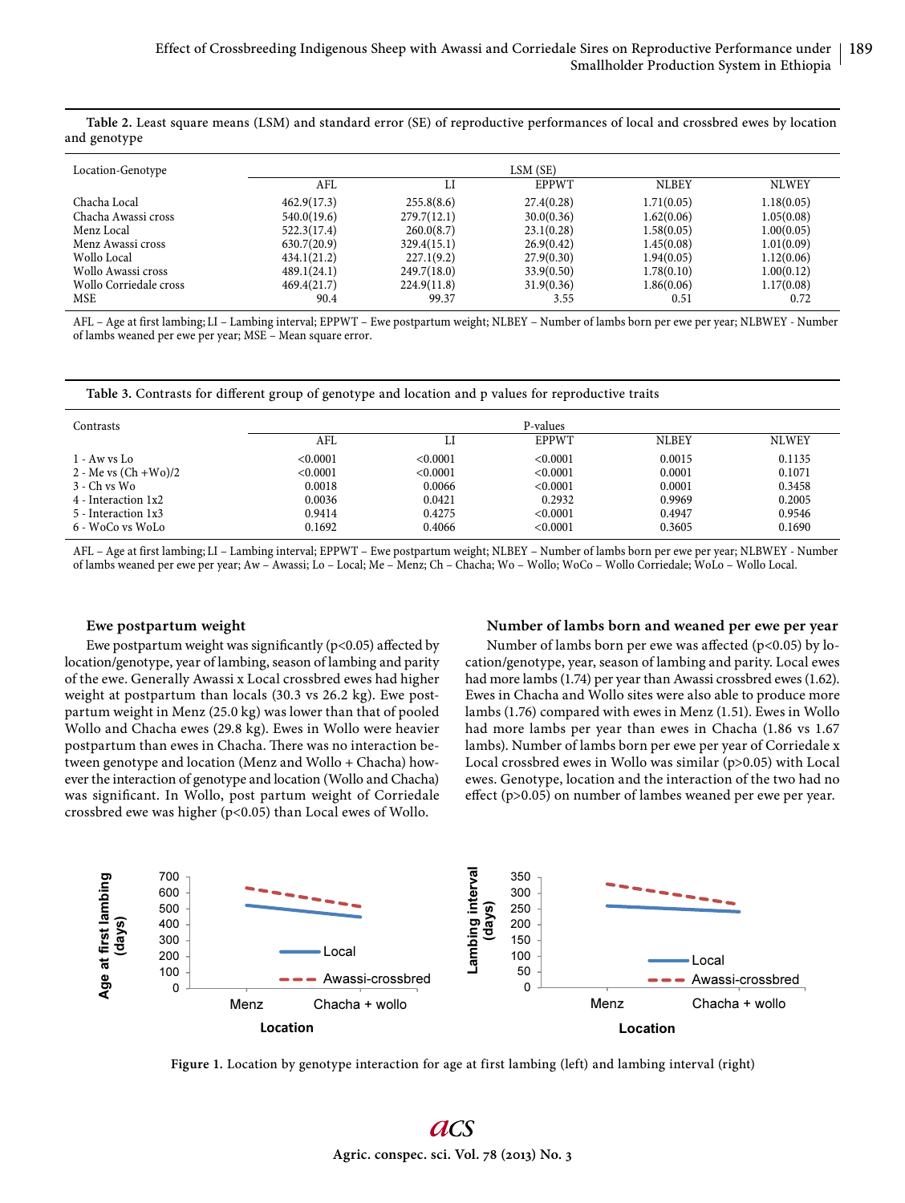**Table 2.** Least square means (LSM) and standard error (SE) of reproductive performances of local and crossbred ewes by location and genotype

| Location-Genotype | LSM (SE) | | | | |
|---|---|---|---|---|---|
| | AFL | LI | EPPWT | NLBEY | NLWEY |
| Chacha Local | 462.9(17.3) | 255.8(8.6) | 27.4(0.28) | 1.71(0.05) | 1.18(0.05) |
| Chacha Awassi cross | 540.0(19.6) | 279.7(12.1) | 30.0(0.36) | 1.62(0.06) | 1.05(0.08) |
| Menz Local | 522.3(17.4) | 260.0(8.7) | 23.1(0.28) | 1.58(0.05) | 1.00(0.05) |
| Menz Awassi cross | 630.7(20.9) | 329.4(15.1) | 26.9(0.42) | 1.45(0.08) | 1.01(0.09) |
| Wollo Local | 434.1(21.2) | 227.1(9.2) | 27.9(0.30) | 1.94(0.05) | 1.12(0.06) |
| Wollo Awassi cross | 489.1(24.1) | 249.7(18.0) | 33.9(0.50) | 1.78(0.10) | 1.00(0.12) |
| Wollo Corriedale cross | 469.4(21.7) | 224.9(11.8) | 31.9(0.36) | 1.86(0.06) | 1.17(0.08) |
| MSE | 90.4 | 99.37 | 3.55 | 0.51 | 0.72 |

AFL – Age at first lambing; LI – Lambing interval; EPPWT – Ewe postpartum weight; NLBEY – Number of lambs born per ewe per year; NLBWEY - Number of lambs weaned per ewe per year; MSE – Mean square error.

**Table 3.** Contrasts for different group of genotype and location and p values for reproductive traits

| Contrasts | P-values | | | | |
|---|---|---|---|---|---|
| | AFL | LI | EPPWT | NLBEY | NLWEY |
| 1 - Aw vs Lo | <0.0001 | <0.0001 | <0.0001 | 0.0015 | 0.1135 |
| 2 - Me vs (Ch +Wo)/2 | <0.0001 | <0.0001 | <0.0001 | 0.0001 | 0.1071 |
| 3 - Ch vs Wo | 0.0018 | 0.0066 | <0.0001 | 0.0001 | 0.3458 |
| 4 - Interaction 1x2 | 0.0036 | 0.0421 | 0.2932 | 0.9969 | 0.2005 |
| 5 - Interaction 1x3 | 0.9414 | 0.4275 | <0.0001 | 0.4947 | 0.9546 |
| 6 - WoCo vs WoLo | 0.1692 | 0.4066 | <0.0001 | 0.3605 | 0.1690 |

AFL – Age at first lambing; LI – Lambing interval; EPPWT – Ewe postpartum weight; NLBEY – Number of lambs born per ewe per year; NLBWEY - Number of lambs weaned per ewe per year; Aw – Awassi; Lo – Local; Me – Menz; Ch – Chacha; Wo – Wollo; WoCo – Wollo Corriedale; WoLo – Wollo Local.

### Ewe postpartum weight

Ewe postpartum weight was significantly ($p<0.05$) affected by location/genotype, year of lambing, season of lambing and parity of the ewe. Generally Awassi x Local crossbred ewes had higher weight at postpartum than locals (30.3 vs 26.2 kg). Ewe postpartum weight in Menz (25.0 kg) was lower than that of pooled Wollo and Chacha ewes (29.8 kg). Ewes in Wollo were heavier postpartum than ewes in Chacha. There was no interaction between genotype and location (Menz and Wollo + Chacha) however the interaction of genotype and location (Wollo and Chacha) was significant. In Wollo, post partum weight of Corriedale crossbred ewe was higher ($p<0.05$) than Local ewes of Wollo.

### Number of lambs born and weaned per ewe per year

Number of lambs born per ewe was affected ($p<0.05$) by location/genotype, year, season of lambing and parity. Local ewes had more lambs (1.74) per year than Awassi crossbred ewes (1.62). Ewes in Chacha and Wollo sites were also able to produce more lambs (1.76) compared with ewes in Menz (1.51). Ewes in Wollo had more lambs per year than ewes in Chacha (1.86 vs 1.67 lambs). Number of lambs born per ewe per year of Corriedale x Local crossbred ewes in Wollo was similar ($p>0.05$) with Local ewes. Genotype, location and the interaction of the two had no effect ($p>0.05$) on number of lambes weaned per ewe per year.

Age at first lambing (days)
700
600
500
400
300
200
100
0
Local
Awassi-crossbred
Menz
Chacha + wollo
Location

Lambing interval (days)
350
300
250
200
150
100
50
0
Local
Awassi-crossbred
Menz
Chacha + wollo
Location

**Figure 1.** Location by genotype interaction for age at first lambing (left) and lambing interval (right)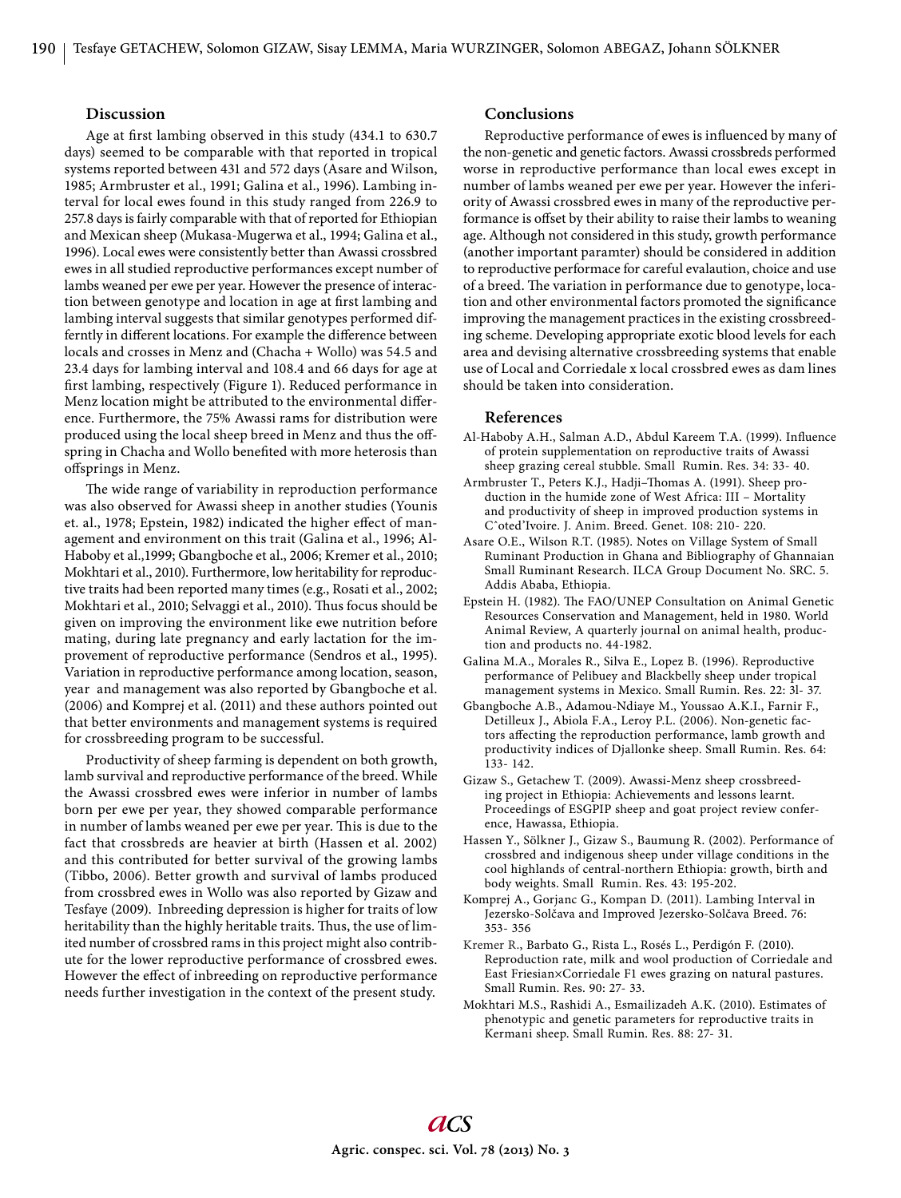## Discussion

Age at first lambing observed in this study (434.1 to 630.7 days) seemed to be comparable with that reported in tropical systems reported between 431 and 572 days (Asare and Wilson, 1985; Armbruster et al., 1991; Galina et al., 1996). Lambing interval for local ewes found in this study ranged from 226.9 to 257.8 days is fairly comparable with that of reported for Ethiopian and Mexican sheep (Mukasa-Mugerwa et al., 1994; Galina et al., 1996). Local ewes were consistently better than Awassi crossbred ewes in all studied reproductive performances except number of lambs weaned per ewe per year. However the presence of interaction between genotype and location in age at first lambing and lambing interval suggests that similar genotypes performed differntly in different locations. For example the difference between locals and crosses in Menz and (Chacha + Wollo) was 54.5 and 23.4 days for lambing interval and 108.4 and 66 days for age at first lambing, respectively (Figure 1). Reduced performance in Menz location might be attributed to the environmental difference. Furthermore, the 75% Awassi rams for distribution were produced using the local sheep breed in Menz and thus the offspring in Chacha and Wollo benefited with more heterosis than offsprings in Menz.

The wide range of variability in reproduction performance was also observed for Awassi sheep in another studies (Younis et. al., 1978; Epstein, 1982) indicated the higher effect of management and environment on this trait (Galina et al., 1996; Al-Haboby et al.,1999; Gbangboche et al., 2006; Kremer et al., 2010; Mokhtari et al., 2010). Furthermore, low heritability for reproductive traits had been reported many times (e.g., Rosati et al., 2002; Mokhtari et al., 2010; Selvaggi et al., 2010). Thus focus should be given on improving the environment like ewe nutrition before mating, during late pregnancy and early lactation for the improvement of reproductive performance (Sendros et al., 1995). Variation in reproductive performance among location, season, year and management was also reported by Gbangboche et al. (2006) and Komprej et al. (2011) and these authors pointed out that better environments and management systems is required for crossbreeding program to be successful.

Productivity of sheep farming is dependent on both growth, lamb survival and reproductive performance of the breed. While the Awassi crossbred ewes were inferior in number of lambs born per ewe per year, they showed comparable performance in number of lambs weaned per ewe per year. This is due to the fact that crossbreds are heavier at birth (Hassen et al. 2002) and this contributed for better survival of the growing lambs (Tibbo, 2006). Better growth and survival of lambs produced from crossbred ewes in Wollo was also reported by Gizaw and Tesfaye (2009). Inbreeding depression is higher for traits of low heritability than the highly heritable traits. Thus, the use of limited number of crossbred rams in this project might also contribute for the lower reproductive performance of crossbred ewes. However the effect of inbreeding on reproductive performance needs further investigation in the context of the present study.

## Conclusions

Reproductive performance of ewes is influenced by many of the non-genetic and genetic factors. Awassi crossbreds performed worse in reproductive performance than local ewes except in number of lambs weaned per ewe per year. However the inferiority of Awassi crossbred ewes in many of the reproductive performance is offset by their ability to raise their lambs to weaning age. Although not considered in this study, growth performance (another important paramter) should be considered in addition to reproductive performace for careful evalaution, choice and use of a breed. The variation in performance due to genotype, location and other environmental factors promoted the significance improving the management practices in the existing crossbreeding scheme. Developing appropriate exotic blood levels for each area and devising alternative crossbreeding systems that enable use of Local and Corriedale x local crossbred ewes as dam lines should be taken into consideration.

## References

Al-Haboby A.H., Salman A.D., Abdul Kareem T.A. (1999). Influence of protein supplementation on reproductive traits of Awassi sheep grazing cereal stubble. Small Rumin. Res. 34: 33- 40.

Armbruster T., Peters K.J., Hadji–Thomas A. (1991). Sheep production in the humide zone of West Africa: III – Mortality and productivity of sheep in improved production systems in Cˆoted'Ivoire. J. Anim. Breed. Genet. 108: 210- 220.

Asare O.E., Wilson R.T. (1985). Notes on Village System of Small Ruminant Production in Ghana and Bibliography of Ghannaian Small Ruminant Research. ILCA Group Document No. SRC. 5. Addis Ababa, Ethiopia.

Epstein H. (1982). The FAO/UNEP Consultation on Animal Genetic Resources Conservation and Management, held in 1980. World Animal Review, A quarterly journal on animal health, production and products no. 44-1982.

Galina M.A., Morales R., Silva E., Lopez B. (1996). Reproductive performance of Pelibuey and Blackbelly sheep under tropical management systems in Mexico. Small Rumin. Res. 22: 3l- 37.

Gbangboche A.B., Adamou-Ndiaye M., Youssao A.K.I., Farnir F., Detilleux J., Abiola F.A., Leroy P.L. (2006). Non-genetic factors affecting the reproduction performance, lamb growth and productivity indices of Djallonke sheep. Small Rumin. Res. 64: 133- 142.

Gizaw S., Getachew T. (2009). Awassi-Menz sheep crossbreeding project in Ethiopia: Achievements and lessons learnt. Proceedings of ESGPIP sheep and goat project review conference, Hawassa, Ethiopia.

Hassen Y., Sölkner J., Gizaw S., Baumung R. (2002). Performance of crossbred and indigenous sheep under village conditions in the cool highlands of central-northern Ethiopia: growth, birth and body weights. Small Rumin. Res. 43: 195-202.

Komprej A., Gorjanc G., Kompan D. (2011). Lambing Interval in Jezersko-Solčava and Improved Jezersko-Solčava Breed. 76: 353- 356

Kremer R., Barbato G., Rista L., Rosés L., Perdigón F. (2010). Reproduction rate, milk and wool production of Corriedale and East Friesian×Corriedale F1 ewes grazing on natural pastures. Small Rumin. Res. 90: 27- 33.

Mokhtari M.S., Rashidi A., Esmailizadeh A.K. (2010). Estimates of phenotypic and genetic parameters for reproductive traits in Kermani sheep. Small Rumin. Res. 88: 27- 31.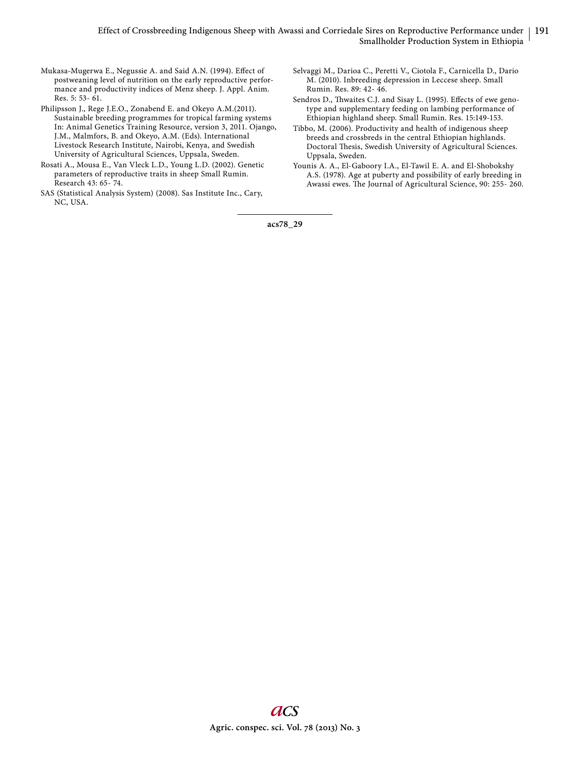Mukasa-Mugerwa E., Negussie A. and Said A.N. (1994). Effect of postweaning level of nutrition on the early reproductive performance and productivity indices of Menz sheep. J. Appl. Anim. Res. 5: 53- 61.

Philipsson J., Rege J.E.O., Zonabend E. and Okeyo A.M.(2011). Sustainable breeding programmes for tropical farming systems In: Animal Genetics Training Resource, version 3, 2011. Ojango, J.M., Malmfors, B. and Okeyo, A.M. (Eds). International Livestock Research Institute, Nairobi, Kenya, and Swedish University of Agricultural Sciences, Uppsala, Sweden.

Rosati A., Mousa E., Van Vleck L.D., Young L.D. (2002). Genetic parameters of reproductive traits in sheep Small Rumin. Research 43: 65- 74.

SAS (Statistical Analysis System) (2008). Sas Institute Inc., Cary, NC, USA.

Selvaggi M., Darioa C., Peretti V., Ciotola F., Carnicella D., Dario M. (2010). Inbreeding depression in Leccese sheep. Small Rumin. Res. 89: 42- 46.

Sendros D., Thwaites C.J. and Sisay L. (1995). Effects of ewe genotype and supplementary feeding on lambing performance of Ethiopian highland sheep. Small Rumin. Res. 15:149-153.

Tibbo, M. (2006). Productivity and health of indigenous sheep breeds and crossbreds in the central Ethiopian highlands. Doctoral Thesis, Swedish University of Agricultural Sciences. Uppsala, Sweden.

Younis A. A., El-Gaboory I.A., El-Tawil E. A. and El-Shobokshy A.S. (1978). Age at puberty and possibility of early breeding in Awassi ewes. The Journal of Agricultural Science, 90: 255- 260.

acs78_29